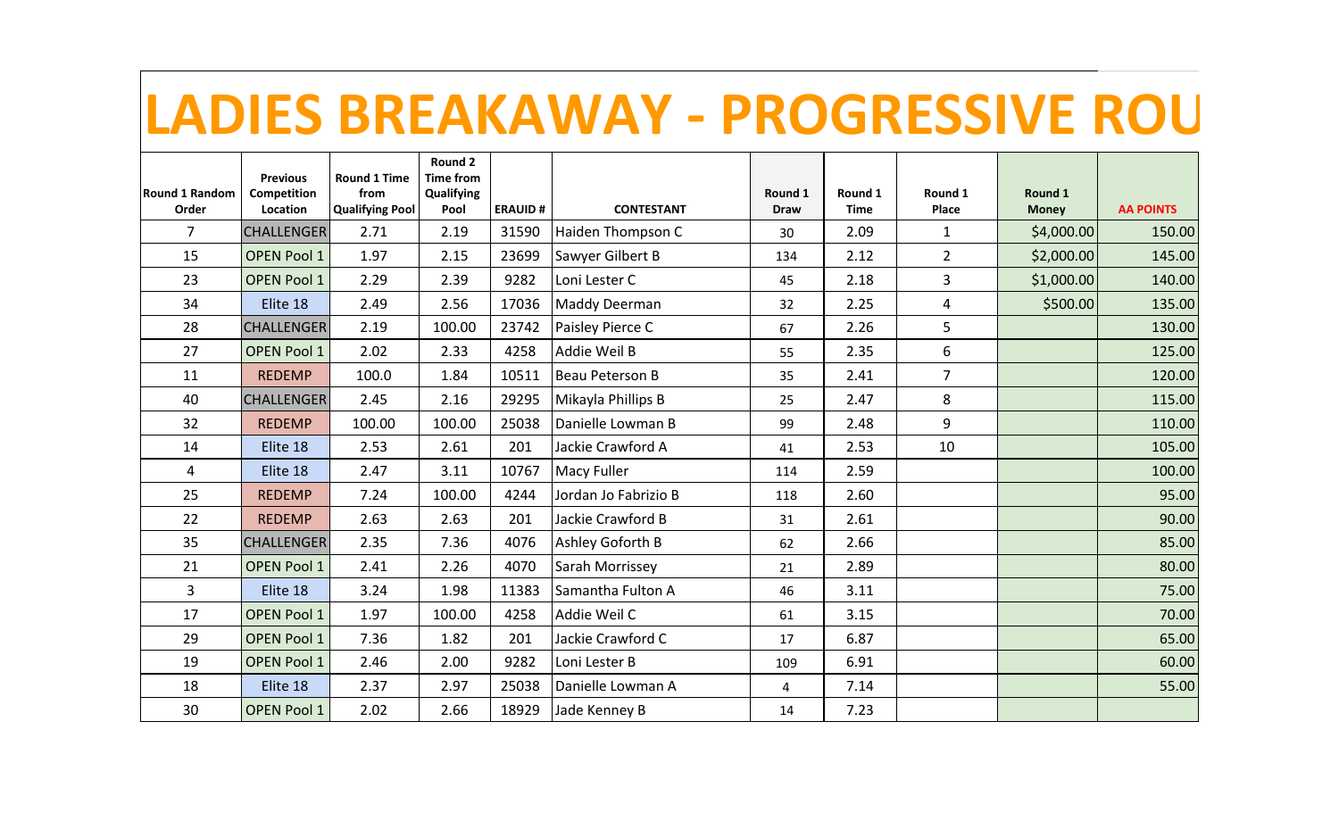# LADIES BREAKAWAY - PROGRESSIVE ROU

| Round 1 Random Order | Previous Competition Location | Round 1 Time from Qualifying Pool | Round 2 Time from Qualifying Pool | ERAUID # | CONTESTANT | Round 1 Draw | Round 1 Time | Round 1 Place | Round 1 Money | AA POINTS |
|---|---|---|---|---|---|---|---|---|---|---|
| 7 | CHALLENGER | 2.71 | 2.19 | 31590 | Haiden Thompson C | 30 | 2.09 | 1 | $4,000.00 | 150.00 |
| 15 | OPEN Pool 1 | 1.97 | 2.15 | 23699 | Sawyer Gilbert B | 134 | 2.12 | 2 | $2,000.00 | 145.00 |
| 23 | OPEN Pool 1 | 2.29 | 2.39 | 9282 | Loni Lester C | 45 | 2.18 | 3 | $1,000.00 | 140.00 |
| 34 | Elite 18 | 2.49 | 2.56 | 17036 | Maddy Deerman | 32 | 2.25 | 4 | $500.00 | 135.00 |
| 28 | CHALLENGER | 2.19 | 100.00 | 23742 | Paisley Pierce C | 67 | 2.26 | 5 | | 130.00 |
| 27 | OPEN Pool 1 | 2.02 | 2.33 | 4258 | Addie Weil B | 55 | 2.35 | 6 | | 125.00 |
| 11 | REDEMP | 100.0 | 1.84 | 10511 | Beau Peterson B | 35 | 2.41 | 7 | | 120.00 |
| 40 | CHALLENGER | 2.45 | 2.16 | 29295 | Mikayla Phillips B | 25 | 2.47 | 8 | | 115.00 |
| 32 | REDEMP | 100.00 | 100.00 | 25038 | Danielle Lowman B | 99 | 2.48 | 9 | | 110.00 |
| 14 | Elite 18 | 2.53 | 2.61 | 201 | Jackie Crawford A | 41 | 2.53 | 10 | | 105.00 |
| 4 | Elite 18 | 2.47 | 3.11 | 10767 | Macy Fuller | 114 | 2.59 | | | 100.00 |
| 25 | REDEMP | 7.24 | 100.00 | 4244 | Jordan Jo Fabrizio B | 118 | 2.60 | | | 95.00 |
| 22 | REDEMP | 2.63 | 2.63 | 201 | Jackie Crawford B | 31 | 2.61 | | | 90.00 |
| 35 | CHALLENGER | 2.35 | 7.36 | 4076 | Ashley Goforth B | 62 | 2.66 | | | 85.00 |
| 21 | OPEN Pool 1 | 2.41 | 2.26 | 4070 | Sarah Morrissey | 21 | 2.89 | | | 80.00 |
| 3 | Elite 18 | 3.24 | 1.98 | 11383 | Samantha Fulton A | 46 | 3.11 | | | 75.00 |
| 17 | OPEN Pool 1 | 1.97 | 100.00 | 4258 | Addie Weil C | 61 | 3.15 | | | 70.00 |
| 29 | OPEN Pool 1 | 7.36 | 1.82 | 201 | Jackie Crawford C | 17 | 6.87 | | | 65.00 |
| 19 | OPEN Pool 1 | 2.46 | 2.00 | 9282 | Loni Lester B | 109 | 6.91 | | | 60.00 |
| 18 | Elite 18 | 2.37 | 2.97 | 25038 | Danielle Lowman A | 4 | 7.14 | | | 55.00 |
| 30 | OPEN Pool 1 | 2.02 | 2.66 | 18929 | Jade Kenney B | 14 | 7.23 | | | |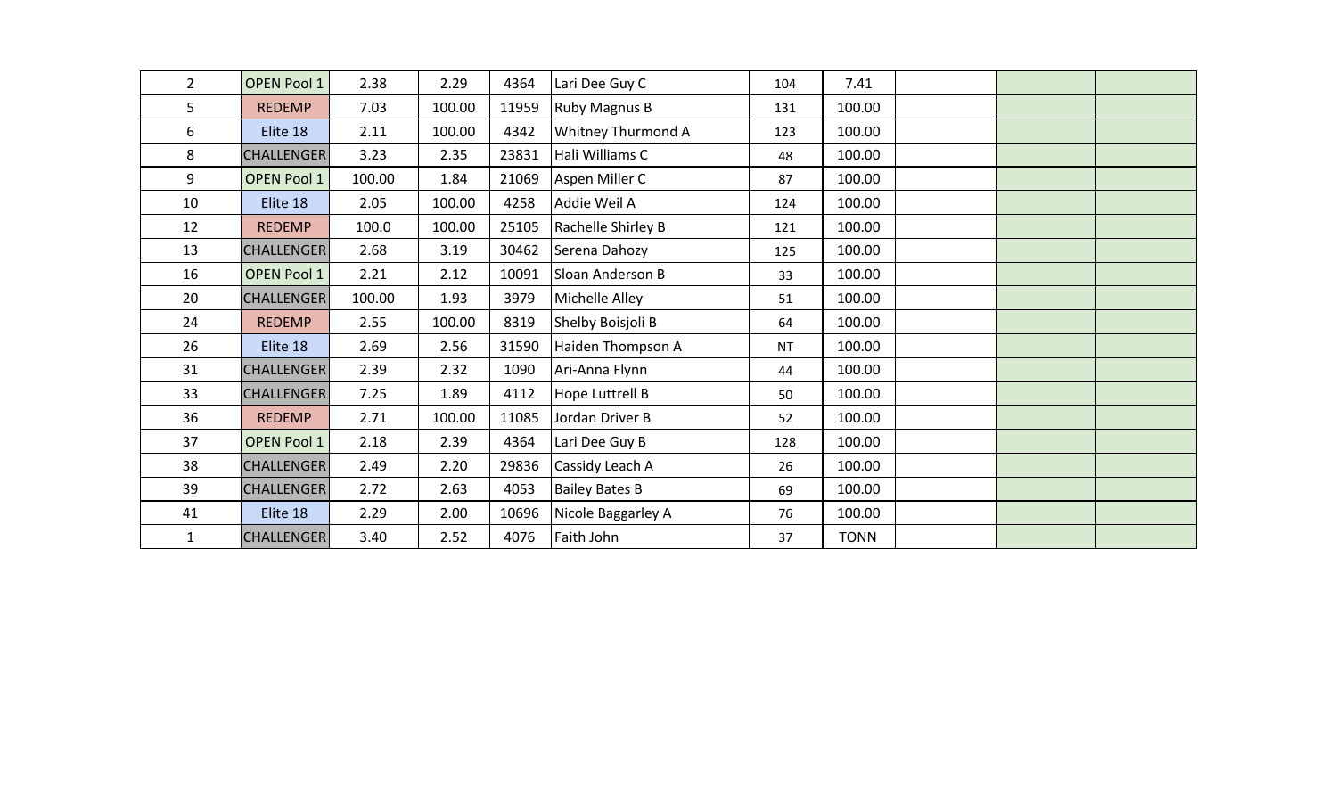| | | | | | | | | | | |
|---|---|---|---|---|---|---|---|---|---|---|
| 2 | OPEN Pool 1 | 2.38 | 2.29 | 4364 | Lari Dee Guy C | 104 | 7.41 | | | |
| 5 | REDEMP | 7.03 | 100.00 | 11959 | Ruby Magnus B | 131 | 100.00 | | | |
| 6 | Elite 18 | 2.11 | 100.00 | 4342 | Whitney Thurmond A | 123 | 100.00 | | | |
| 8 | CHALLENGER | 3.23 | 2.35 | 23831 | Hali Williams C | 48 | 100.00 | | | |
| 9 | OPEN Pool 1 | 100.00 | 1.84 | 21069 | Aspen Miller C | 87 | 100.00 | | | |
| 10 | Elite 18 | 2.05 | 100.00 | 4258 | Addie Weil A | 124 | 100.00 | | | |
| 12 | REDEMP | 100.0 | 100.00 | 25105 | Rachelle Shirley B | 121 | 100.00 | | | |
| 13 | CHALLENGER | 2.68 | 3.19 | 30462 | Serena Dahozy | 125 | 100.00 | | | |
| 16 | OPEN Pool 1 | 2.21 | 2.12 | 10091 | Sloan Anderson B | 33 | 100.00 | | | |
| 20 | CHALLENGER | 100.00 | 1.93 | 3979 | Michelle Alley | 51 | 100.00 | | | |
| 24 | REDEMP | 2.55 | 100.00 | 8319 | Shelby Boisjoli B | 64 | 100.00 | | | |
| 26 | Elite 18 | 2.69 | 2.56 | 31590 | Haiden Thompson A | NT | 100.00 | | | |
| 31 | CHALLENGER | 2.39 | 2.32 | 1090 | Ari-Anna Flynn | 44 | 100.00 | | | |
| 33 | CHALLENGER | 7.25 | 1.89 | 4112 | Hope Luttrell B | 50 | 100.00 | | | |
| 36 | REDEMP | 2.71 | 100.00 | 11085 | Jordan Driver B | 52 | 100.00 | | | |
| 37 | OPEN Pool 1 | 2.18 | 2.39 | 4364 | Lari Dee Guy B | 128 | 100.00 | | | |
| 38 | CHALLENGER | 2.49 | 2.20 | 29836 | Cassidy Leach A | 26 | 100.00 | | | |
| 39 | CHALLENGER | 2.72 | 2.63 | 4053 | Bailey Bates B | 69 | 100.00 | | | |
| 41 | Elite 18 | 2.29 | 2.00 | 10696 | Nicole Baggarley A | 76 | 100.00 | | | |
| 1 | CHALLENGER | 3.40 | 2.52 | 4076 | Faith John | 37 | TONN | | | |